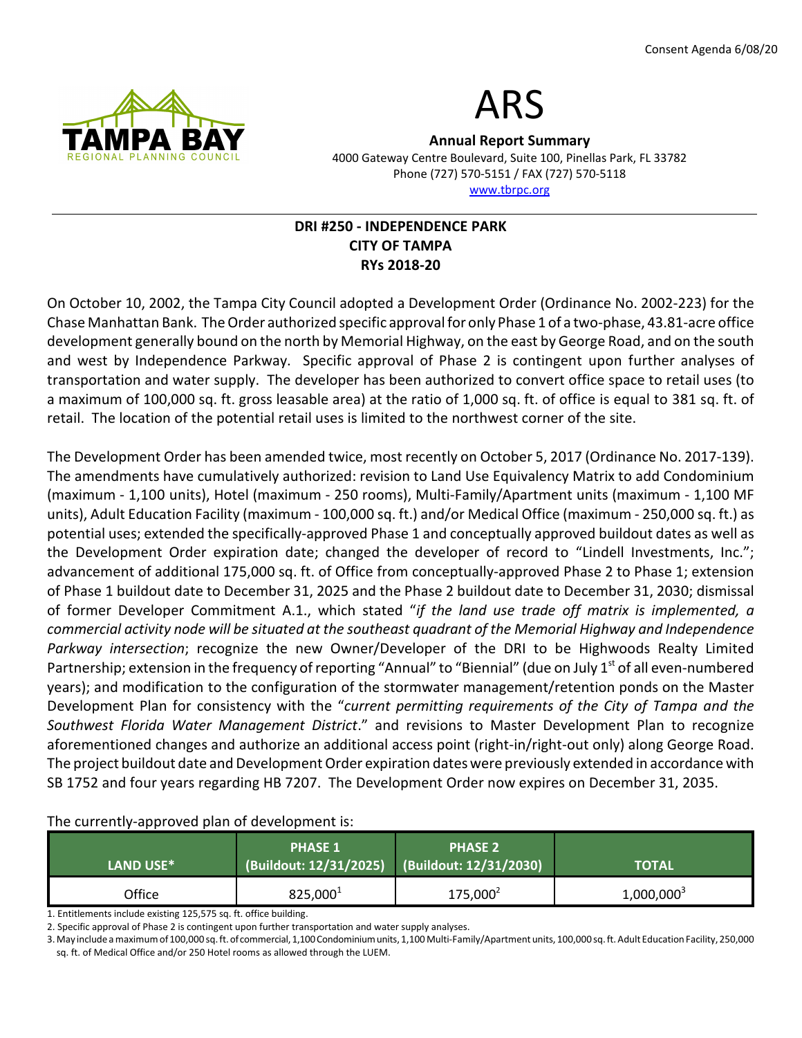Consent Agenda 6/08/20

# ARS

**Annual Report Summary**
4000 Gateway Centre Boulevard, Suite 100, Pinellas Park, FL 33782
Phone (727) 570-5151 / FAX (727) 570-5118
www.tbrpc.org

## DRI #250 - INDEPENDENCE PARK
## CITY OF TAMPA
## RYs 2018-20

On October 10, 2002, the Tampa City Council adopted a Development Order (Ordinance No. 2002-223) for the Chase Manhattan Bank. The Order authorized specific approval for only Phase 1 of a two-phase, 43.81-acre office development generally bound on the north by Memorial Highway, on the east by George Road, and on the south and west by Independence Parkway. Specific approval of Phase 2 is contingent upon further analyses of transportation and water supply. The developer has been authorized to convert office space to retail uses (to a maximum of 100,000 sq. ft. gross leasable area) at the ratio of 1,000 sq. ft. of office is equal to 381 sq. ft. of retail. The location of the potential retail uses is limited to the northwest corner of the site.

The Development Order has been amended twice, most recently on October 5, 2017 (Ordinance No. 2017-139). The amendments have cumulatively authorized: revision to Land Use Equivalency Matrix to add Condominium (maximum - 1,100 units), Hotel (maximum - 250 rooms), Multi-Family/Apartment units (maximum - 1,100 MF units), Adult Education Facility (maximum - 100,000 sq. ft.) and/or Medical Office (maximum - 250,000 sq. ft.) as potential uses; extended the specifically-approved Phase 1 and conceptually approved buildout dates as well as the Development Order expiration date; changed the developer of record to "Lindell Investments, Inc."; advancement of additional 175,000 sq. ft. of Office from conceptually-approved Phase 2 to Phase 1; extension of Phase 1 buildout date to December 31, 2025 and the Phase 2 buildout date to December 31, 2030; dismissal of former Developer Commitment A.1., which stated "*if the land use trade off matrix is implemented, a commercial activity node will be situated at the southeast quadrant of the Memorial Highway and Independence Parkway intersection*; recognize the new Owner/Developer of the DRI to be Highwoods Realty Limited Partnership; extension in the frequency of reporting "Annual" to "Biennial" (due on July 1st of all even-numbered years); and modification to the configuration of the stormwater management/retention ponds on the Master Development Plan for consistency with the "*current permitting requirements of the City of Tampa and the Southwest Florida Water Management District*." and revisions to Master Development Plan to recognize aforementioned changes and authorize an additional access point (right-in/right-out only) along George Road. The project buildout date and Development Order expiration dates were previously extended in accordance with SB 1752 and four years regarding HB 7207. The Development Order now expires on December 31, 2035.

The currently-approved plan of development is:

| LAND USE* | PHASE 1 (Buildout: 12/31/2025) | PHASE 2 (Buildout: 12/31/2030) | TOTAL |
|---|---|---|---|
| Office | 825,000[1] | 175,000[2] | 1,000,000[3] |

1. Entitlements include existing 125,575 sq. ft. office building.
2. Specific approval of Phase 2 is contingent upon further transportation and water supply analyses.
3. May include a maximum of 100,000 sq. ft. of commercial, 1,100 Condominium units, 1,100 Multi-Family/Apartment units, 100,000 sq. ft. Adult Education Facility, 250,000 sq. ft. of Medical Office and/or 250 Hotel rooms as allowed through the LUEM.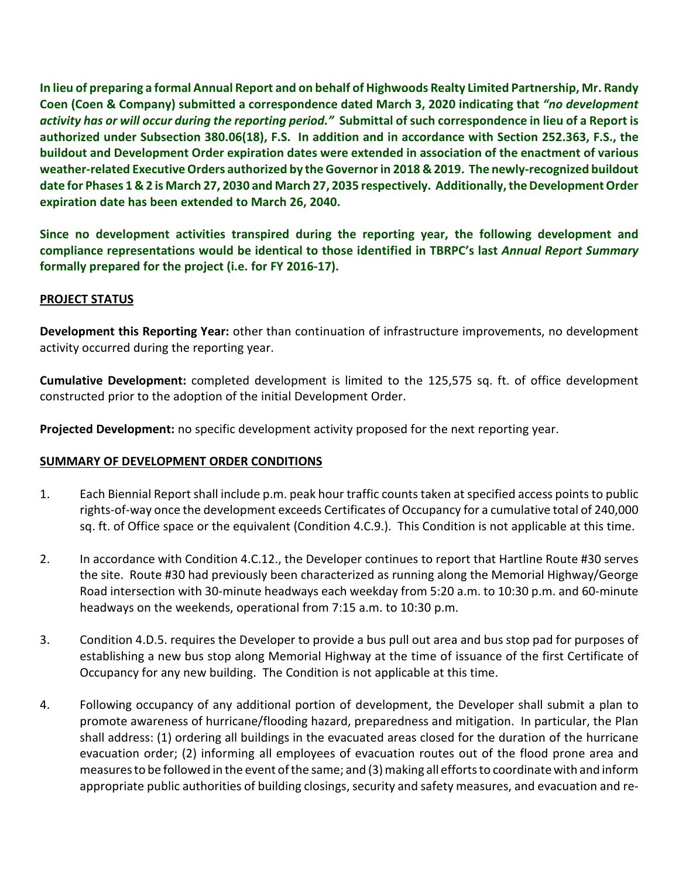**In lieu of preparing a formal Annual Report and on behalf of Highwoods Realty Limited Partnership, Mr. Randy Coen (Coen & Company) submitted a correspondence dated March 3, 2020 indicating that *"no development activity has or will occur during the reporting period."* Submittal of such correspondence in lieu of a Report is authorized under Subsection 380.06(18), F.S. In addition and in accordance with Section 252.363, F.S., the buildout and Development Order expiration dates were extended in association of the enactment of various weather-related Executive Orders authorized by the Governor in 2018 & 2019. The newly-recognized buildout date for Phases 1 & 2 is March 27, 2030 and March 27, 2035 respectively. Additionally, the Development Order expiration date has been extended to March 26, 2040.**

**Since no development activities transpired during the reporting year, the following development and compliance representations would be identical to those identified in TBRPC's last *Annual Report Summary* formally prepared for the project (i.e. for FY 2016-17).**

## PROJECT STATUS

**Development this Reporting Year:** other than continuation of infrastructure improvements, no development activity occurred during the reporting year.

**Cumulative Development:** completed development is limited to the 125,575 sq. ft. of office development constructed prior to the adoption of the initial Development Order.

**Projected Development:** no specific development activity proposed for the next reporting year.

## SUMMARY OF DEVELOPMENT ORDER CONDITIONS

1. Each Biennial Report shall include p.m. peak hour traffic counts taken at specified access points to public rights-of-way once the development exceeds Certificates of Occupancy for a cumulative total of 240,000 sq. ft. of Office space or the equivalent (Condition 4.C.9.). This Condition is not applicable at this time.

2. In accordance with Condition 4.C.12., the Developer continues to report that Hartline Route #30 serves the site. Route #30 had previously been characterized as running along the Memorial Highway/George Road intersection with 30-minute headways each weekday from 5:20 a.m. to 10:30 p.m. and 60-minute headways on the weekends, operational from 7:15 a.m. to 10:30 p.m.

3. Condition 4.D.5. requires the Developer to provide a bus pull out area and bus stop pad for purposes of establishing a new bus stop along Memorial Highway at the time of issuance of the first Certificate of Occupancy for any new building. The Condition is not applicable at this time.

4. Following occupancy of any additional portion of development, the Developer shall submit a plan to promote awareness of hurricane/flooding hazard, preparedness and mitigation. In particular, the Plan shall address: (1) ordering all buildings in the evacuated areas closed for the duration of the hurricane evacuation order; (2) informing all employees of evacuation routes out of the flood prone area and measures to be followed in the event of the same; and (3) making all efforts to coordinate with and inform appropriate public authorities of building closings, security and safety measures, and evacuation and re-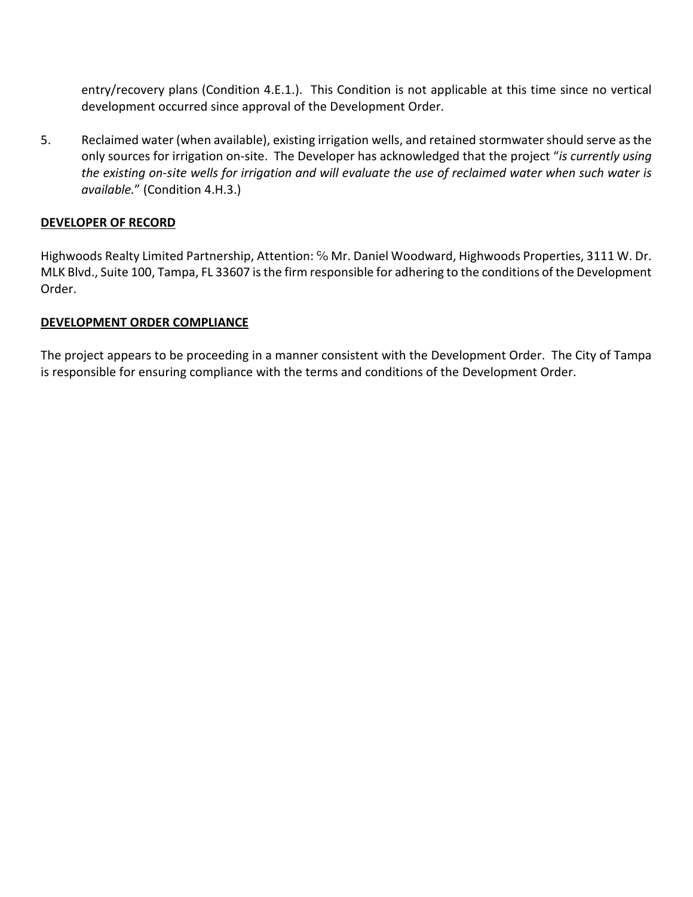entry/recovery plans (Condition 4.E.1.). This Condition is not applicable at this time since no vertical development occurred since approval of the Development Order.

5. Reclaimed water (when available), existing irrigation wells, and retained stormwater should serve as the only sources for irrigation on-site. The Developer has acknowledged that the project "*is currently using the existing on-site wells for irrigation and will evaluate the use of reclaimed water when such water is available.*" (Condition 4.H.3.)

**DEVELOPER OF RECORD**

Highwoods Realty Limited Partnership, Attention: ℅ Mr. Daniel Woodward, Highwoods Properties, 3111 W. Dr. MLK Blvd., Suite 100, Tampa, FL 33607 is the firm responsible for adhering to the conditions of the Development Order.

**DEVELOPMENT ORDER COMPLIANCE**

The project appears to be proceeding in a manner consistent with the Development Order. The City of Tampa is responsible for ensuring compliance with the terms and conditions of the Development Order.